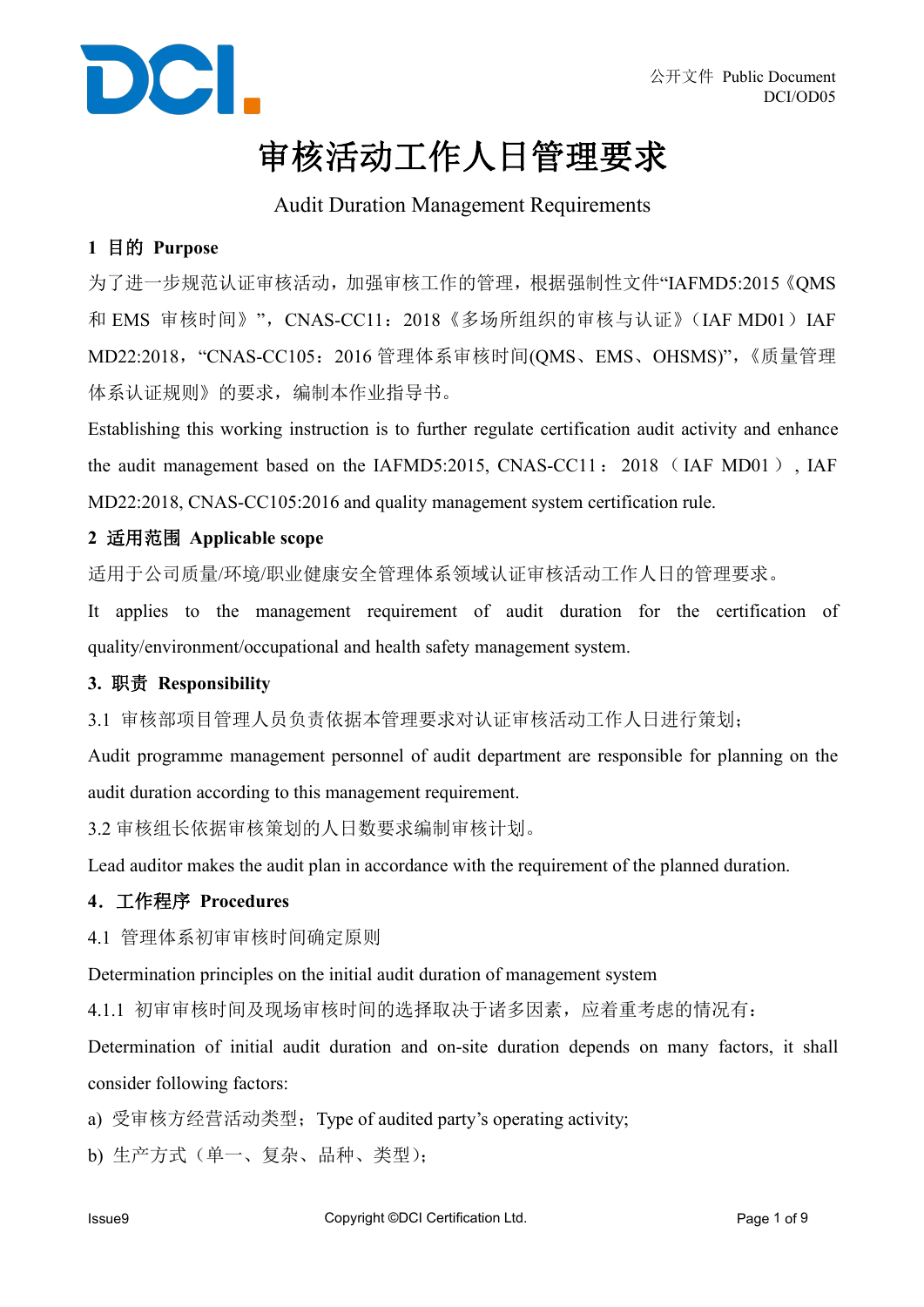# 审核活动工作人日管理要求

Audit Duration Management Requirements

## 1 目的 Purpose

为了进一步规范认证审核活动，加强审核工作的管理，根据强制性文件“IAFMD5:2015《QMS 和 EMS 审核时间》”，CNAS-CC11：2018《多场所组织的审核与认证》（IAF MD01）IAF MD22:2018，“CNAS-CC105：2016 管理体系审核时间(QMS、EMS、OHSMS)”，《质量管理体系认证规则》的要求，编制本作业指导书。

Establishing this working instruction is to further regulate certification audit activity and enhance the audit management based on the IAFMD5:2015, CNAS-CC11：2018（IAF MD01）, IAF MD22:2018, CNAS-CC105:2016 and quality management system certification rule.

## 2 适用范围 Applicable scope

适用于公司质量/环境/职业健康安全管理体系领域认证审核活动工作人日的管理要求。

It applies to the management requirement of audit duration for the certification of quality/environment/occupational and health safety management system.

## 3. 职责 Responsibility

3.1 审核部项目管理人员负责依据本管理要求对认证审核活动工作人日进行策划；

Audit programme management personnel of audit department are responsible for planning on the audit duration according to this management requirement.

3.2 审核组长依据审核策划的人日数要求编制审核计划。

Lead auditor makes the audit plan in accordance with the requirement of the planned duration.

## 4. 工作程序 Procedures

4.1 管理体系初审审核时间确定原则

Determination principles on the initial audit duration of management system

4.1.1 初审审核时间及现场审核时间的选择取决于诸多因素，应着重考虑的情况有：

Determination of initial audit duration and on-site duration depends on many factors, it shall consider following factors:

a) 受审核方经营活动类型；Type of audited party's operating activity;

b) 生产方式（单一、复杂、品种、类型）；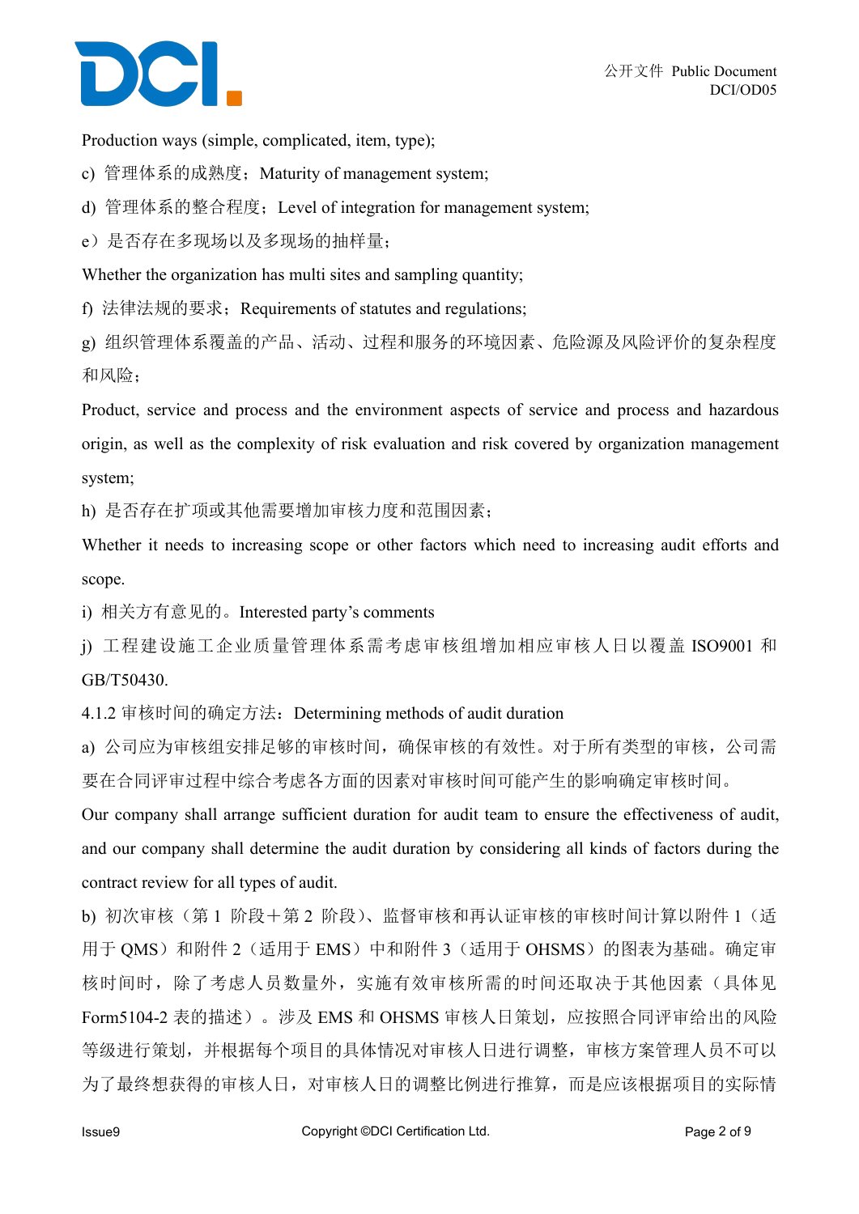Production ways (simple, complicated, item, type);

c) 管理体系的成熟度；Maturity of management system;

d) 管理体系的整合程度；Level of integration for management system;

e）是否存在多现场以及多现场的抽样量；

Whether the organization has multi sites and sampling quantity;

f) 法律法规的要求；Requirements of statutes and regulations;

g) 组织管理体系覆盖的产品、活动、过程和服务的环境因素、危险源及风险评价的复杂程度和风险；

Product, service and process and the environment aspects of service and process and hazardous origin, as well as the complexity of risk evaluation and risk covered by organization management system;

h) 是否存在扩项或其他需要增加审核力度和范围因素；

Whether it needs to increasing scope or other factors which need to increasing audit efforts and scope.

i) 相关方有意见的。Interested party's comments

j) 工程建设施工企业质量管理体系需考虑审核组增加相应审核人日以覆盖 ISO9001 和 GB/T50430.

4.1.2 审核时间的确定方法：Determining methods of audit duration

a) 公司应为审核组安排足够的审核时间，确保审核的有效性。对于所有类型的审核，公司需要在合同评审过程中综合考虑各方面的因素对审核时间可能产生的影响确定审核时间。

Our company shall arrange sufficient duration for audit team to ensure the effectiveness of audit, and our company shall determine the audit duration by considering all kinds of factors during the contract review for all types of audit.

b) 初次审核（第 1 阶段＋第 2 阶段）、监督审核和再认证审核的审核时间计算以附件 1（适用于 QMS）和附件 2（适用于 EMS）中和附件 3（适用于 OHSMS）的图表为基础。确定审核时间时，除了考虑人员数量外，实施有效审核所需的时间还取决于其他因素（具体见 Form5104-2 表的描述）。涉及 EMS 和 OHSMS 审核人日策划，应按照合同评审给出的风险等级进行策划，并根据每个项目的具体情况对审核人日进行调整，审核方案管理人员不可以为了最终想获得的审核人日，对审核人日的调整比例进行推算，而是应该根据项目的实际情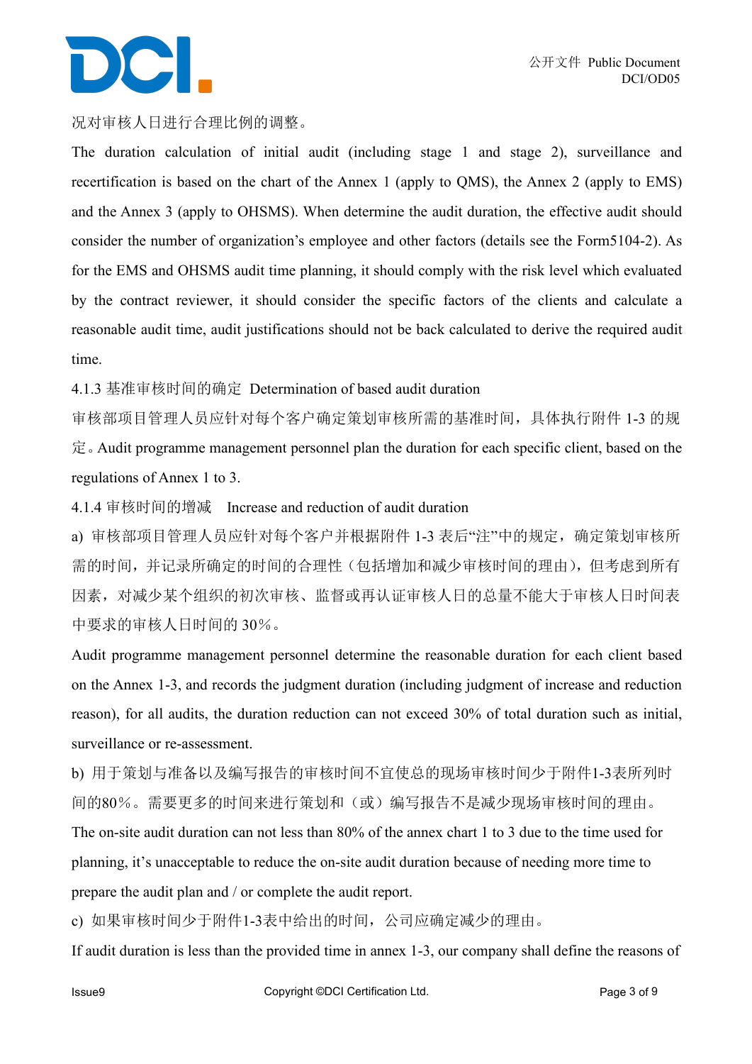况对审核人日进行合理比例的调整。

The duration calculation of initial audit (including stage 1 and stage 2), surveillance and recertification is based on the chart of the Annex 1 (apply to QMS), the Annex 2 (apply to EMS) and the Annex 3 (apply to OHSMS). When determine the audit duration, the effective audit should consider the number of organization's employee and other factors (details see the Form5104-2). As for the EMS and OHSMS audit time planning, it should comply with the risk level which evaluated by the contract reviewer, it should consider the specific factors of the clients and calculate a reasonable audit time, audit justifications should not be back calculated to derive the required audit time.

4.1.3 基准审核时间的确定 Determination of based audit duration

审核部项目管理人员应针对每个客户确定策划审核所需的基准时间，具体执行附件 1-3 的规定。Audit programme management personnel plan the duration for each specific client, based on the regulations of Annex 1 to 3.

4.1.4 审核时间的增减 Increase and reduction of audit duration

a) 审核部项目管理人员应针对每个客户并根据附件 1-3 表后“注”中的规定，确定策划审核所需的时间，并记录所确定的时间的合理性（包括增加和减少审核时间的理由），但考虑到所有因素，对减少某个组织的初次审核、监督或再认证审核人日的总量不能大于审核人日时间表中要求的审核人日时间的 30％。

Audit programme management personnel determine the reasonable duration for each client based on the Annex 1-3, and records the judgment duration (including judgment of increase and reduction reason), for all audits, the duration reduction can not exceed 30% of total duration such as initial, surveillance or re-assessment.

b) 用于策划与准备以及编写报告的审核时间不宜使总的现场审核时间少于附件1-3表所列时间的80％。需要更多的时间来进行策划和（或）编写报告不是减少现场审核时间的理由。

The on-site audit duration can not less than 80% of the annex chart 1 to 3 due to the time used for planning, it's unacceptable to reduce the on-site audit duration because of needing more time to prepare the audit plan and / or complete the audit report.

c) 如果审核时间少于附件1-3表中给出的时间，公司应确定减少的理由。

If audit duration is less than the provided time in annex 1-3, our company shall define the reasons of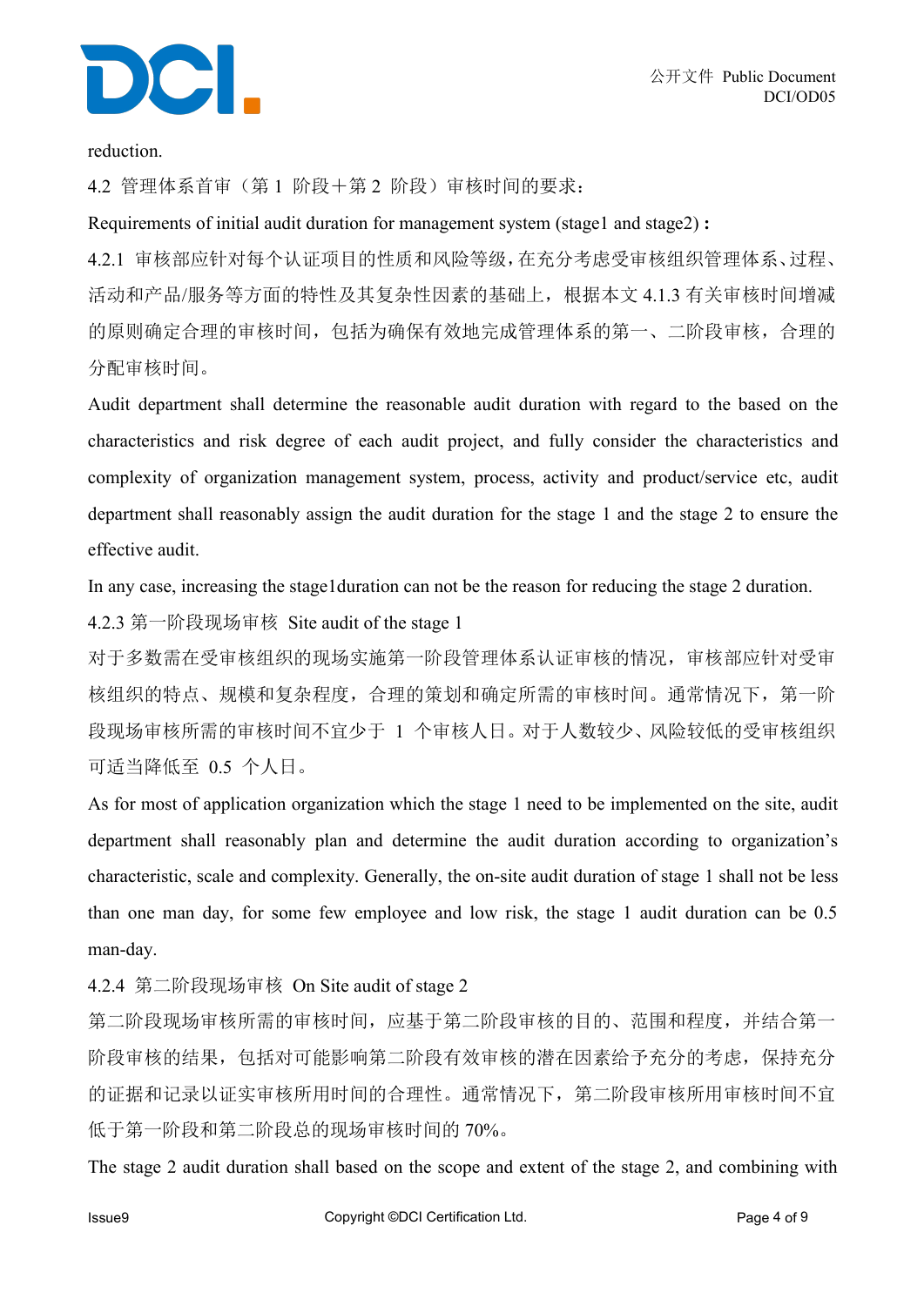reduction.

4.2 管理体系首审（第 1 阶段＋第 2 阶段）审核时间的要求：

Requirements of initial audit duration for management system (stage1 and stage2)：

4.2.1 审核部应针对每个认证项目的性质和风险等级，在充分考虑受审核组织管理体系、过程、活动和产品/服务等方面的特性及其复杂性因素的基础上，根据本文 4.1.3 有关审核时间增减的原则确定合理的审核时间，包括为确保有效地完成管理体系的第一、二阶段审核，合理的分配审核时间。

Audit department shall determine the reasonable audit duration with regard to the based on the characteristics and risk degree of each audit project, and fully consider the characteristics and complexity of organization management system, process, activity and product/service etc, audit department shall reasonably assign the audit duration for the stage 1 and the stage 2 to ensure the effective audit.

In any case, increasing the stage1duration can not be the reason for reducing the stage 2 duration.

4.2.3 第一阶段现场审核 Site audit of the stage 1

对于多数需在受审核组织的现场实施第一阶段管理体系认证审核的情况，审核部应针对受审核组织的特点、规模和复杂程度，合理的策划和确定所需的审核时间。通常情况下，第一阶段现场审核所需的审核时间不宜少于 1 个审核人日。对于人数较少、风险较低的受审核组织可适当降低至 0.5 个人日。

As for most of application organization which the stage 1 need to be implemented on the site, audit department shall reasonably plan and determine the audit duration according to organization's characteristic, scale and complexity. Generally, the on-site audit duration of stage 1 shall not be less than one man day, for some few employee and low risk, the stage 1 audit duration can be 0.5 man-day.

4.2.4 第二阶段现场审核 On Site audit of stage 2

第二阶段现场审核所需的审核时间，应基于第二阶段审核的目的、范围和程度，并结合第一阶段审核的结果，包括对可能影响第二阶段有效审核的潜在因素给予充分的考虑，保持充分的证据和记录以证实审核所用时间的合理性。通常情况下，第二阶段审核所用审核时间不宜低于第一阶段和第二阶段总的现场审核时间的 70%。

The stage 2 audit duration shall based on the scope and extent of the stage 2, and combining with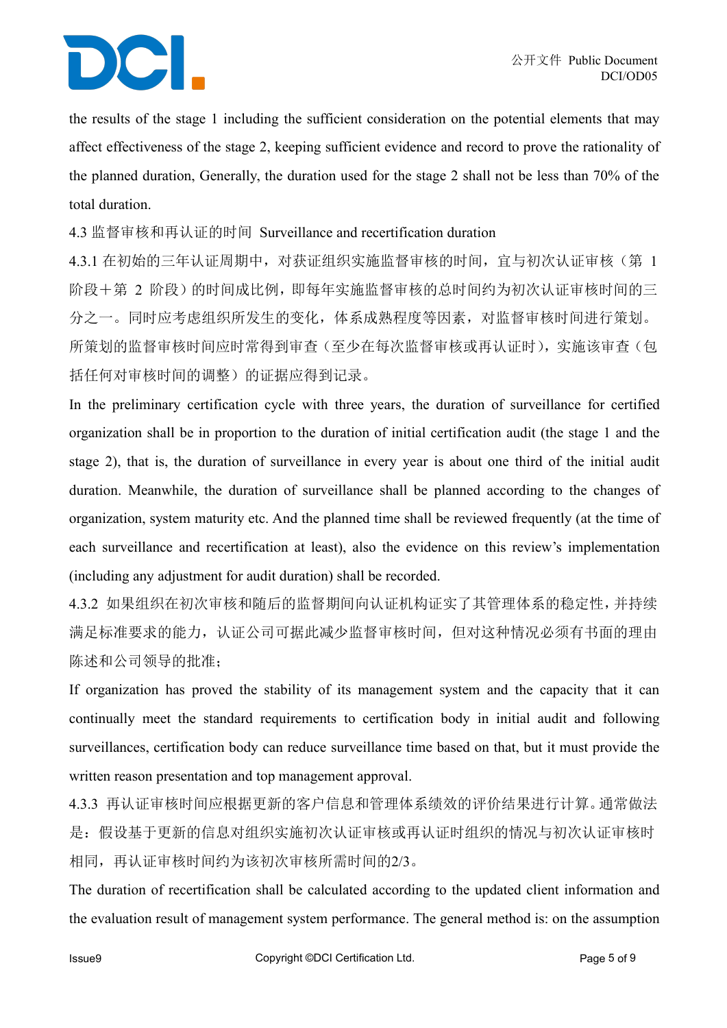the results of the stage 1 including the sufficient consideration on the potential elements that may affect effectiveness of the stage 2, keeping sufficient evidence and record to prove the rationality of the planned duration, Generally, the duration used for the stage 2 shall not be less than 70% of the total duration.

4.3 监督审核和再认证的时间 Surveillance and recertification duration

4.3.1 在初始的三年认证周期中，对获证组织实施监督审核的时间，宜与初次认证审核（第 1 阶段＋第 2 阶段）的时间成比例，即每年实施监督审核的总时间约为初次认证审核时间的三分之一。同时应考虑组织所发生的变化，体系成熟程度等因素，对监督审核时间进行策划。所策划的监督审核时间应时常得到审查（至少在每次监督审核或再认证时），实施该审查（包括任何对审核时间的调整）的证据应得到记录。

In the preliminary certification cycle with three years, the duration of surveillance for certified organization shall be in proportion to the duration of initial certification audit (the stage 1 and the stage 2), that is, the duration of surveillance in every year is about one third of the initial audit duration. Meanwhile, the duration of surveillance shall be planned according to the changes of organization, system maturity etc. And the planned time shall be reviewed frequently (at the time of each surveillance and recertification at least), also the evidence on this review's implementation (including any adjustment for audit duration) shall be recorded.

4.3.2 如果组织在初次审核和随后的监督期间向认证机构证实了其管理体系的稳定性，并持续满足标准要求的能力，认证公司可据此减少监督审核时间，但对这种情况必须有书面的理由陈述和公司领导的批准；

If organization has proved the stability of its management system and the capacity that it can continually meet the standard requirements to certification body in initial audit and following surveillances, certification body can reduce surveillance time based on that, but it must provide the written reason presentation and top management approval.

4.3.3 再认证审核时间应根据更新的客户信息和管理体系绩效的评价结果进行计算。通常做法是：假设基于更新的信息对组织实施初次认证审核或再认证时组织的情况与初次认证审核时相同，再认证审核时间约为该初次审核所需时间的2/3。

The duration of recertification shall be calculated according to the updated client information and the evaluation result of management system performance. The general method is: on the assumption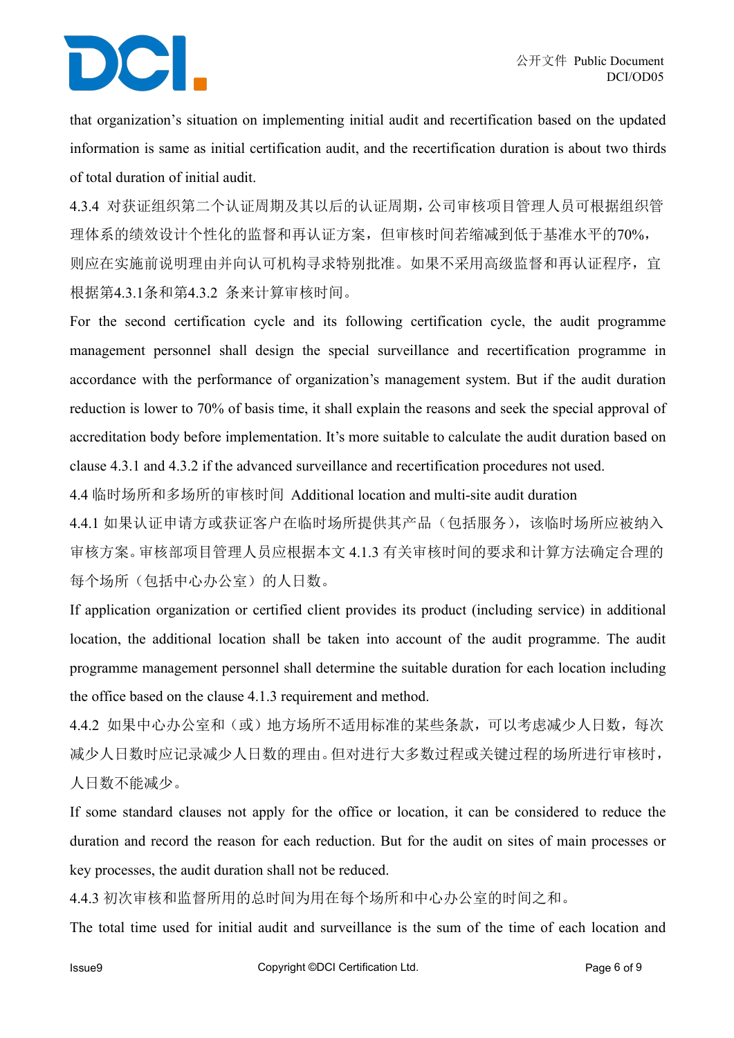that organization's situation on implementing initial audit and recertification based on the updated information is same as initial certification audit, and the recertification duration is about two thirds of total duration of initial audit.

4.3.4 对获证组织第二个认证周期及其以后的认证周期，公司审核项目管理人员可根据组织管理体系的绩效设计个性化的监督和再认证方案，但审核时间若缩减到低于基准水平的70%，则应在实施前说明理由并向认可机构寻求特别批准。如果不采用高级监督和再认证程序，宜根据第4.3.1条和第4.3.2 条来计算审核时间。

For the second certification cycle and its following certification cycle, the audit programme management personnel shall design the special surveillance and recertification programme in accordance with the performance of organization's management system. But if the audit duration reduction is lower to 70% of basis time, it shall explain the reasons and seek the special approval of accreditation body before implementation. It's more suitable to calculate the audit duration based on clause 4.3.1 and 4.3.2 if the advanced surveillance and recertification procedures not used.

## 4.4 临时场所和多场所的审核时间 Additional location and multi-site audit duration

4.4.1 如果认证申请方或获证客户在临时场所提供其产品（包括服务），该临时场所应被纳入审核方案。审核部项目管理人员应根据本文 4.1.3 有关审核时间的要求和计算方法确定合理的每个场所（包括中心办公室）的人日数。

If application organization or certified client provides its product (including service) in additional location, the additional location shall be taken into account of the audit programme. The audit programme management personnel shall determine the suitable duration for each location including the office based on the clause 4.1.3 requirement and method.

4.4.2 如果中心办公室和（或）地方场所不适用标准的某些条款，可以考虑减少人日数，每次减少人日数时应记录减少人日数的理由。但对进行大多数过程或关键过程的场所进行审核时，人日数不能减少。

If some standard clauses not apply for the office or location, it can be considered to reduce the duration and record the reason for each reduction. But for the audit on sites of main processes or key processes, the audit duration shall not be reduced.

4.4.3 初次审核和监督所用的总时间为用在每个场所和中心办公室的时间之和。

The total time used for initial audit and surveillance is the sum of the time of each location and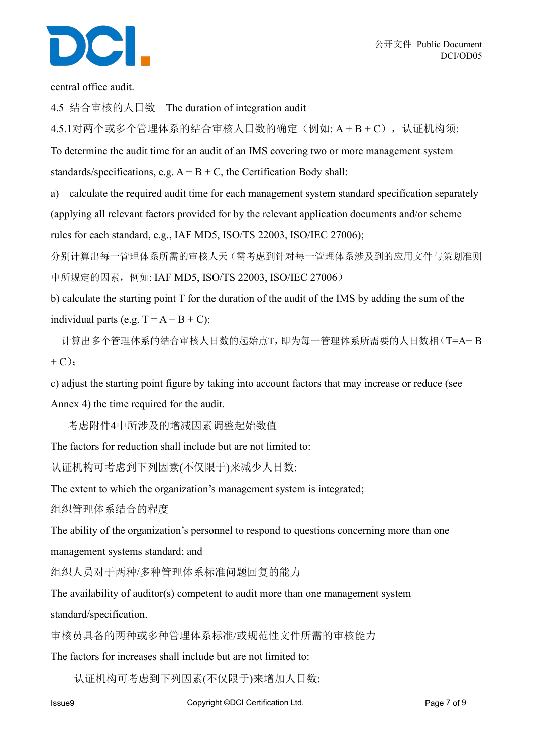central office audit.

## 4.5 结合审核的人日数　The duration of integration audit

4.5.1对两个或多个管理体系的结合审核人日数的确定（例如: A + B + C），认证机构须:

To determine the audit time for an audit of an IMS covering two or more management system standards/specifications, e.g. A + B + C, the Certification Body shall:

a) calculate the required audit time for each management system standard specification separately (applying all relevant factors provided for by the relevant application documents and/or scheme rules for each standard, e.g., IAF MD5, ISO/TS 22003, ISO/IEC 27006);

分别计算出每一管理体系所需的审核人天（需考虑到针对每一管理体系涉及到的应用文件与策划准则中所规定的因素，例如: IAF MD5, ISO/TS 22003, ISO/IEC 27006）

b) calculate the starting point T for the duration of the audit of the IMS by adding the sum of the individual parts (e.g. T = A + B + C);

计算出多个管理体系的结合审核人日数的起始点T，即为每一管理体系所需要的人日数相（T=A+ B + C）;

c) adjust the starting point figure by taking into account factors that may increase or reduce (see Annex 4) the time required for the audit.

考虑附件4中所涉及的增减因素调整起始数值

The factors for reduction shall include but are not limited to:

认证机构可考虑到下列因素(不仅限于)来减少人日数:

The extent to which the organization's management system is integrated;

组织管理体系结合的程度

The ability of the organization's personnel to respond to questions concerning more than one management systems standard; and

组织人员对于两种/多种管理体系标准问题回复的能力

The availability of auditor(s) competent to audit more than one management system standard/specification.

审核员具备的两种或多种管理体系标准/或规范性文件所需的审核能力

The factors for increases shall include but are not limited to:

认证机构可考虑到下列因素(不仅限于)来增加人日数: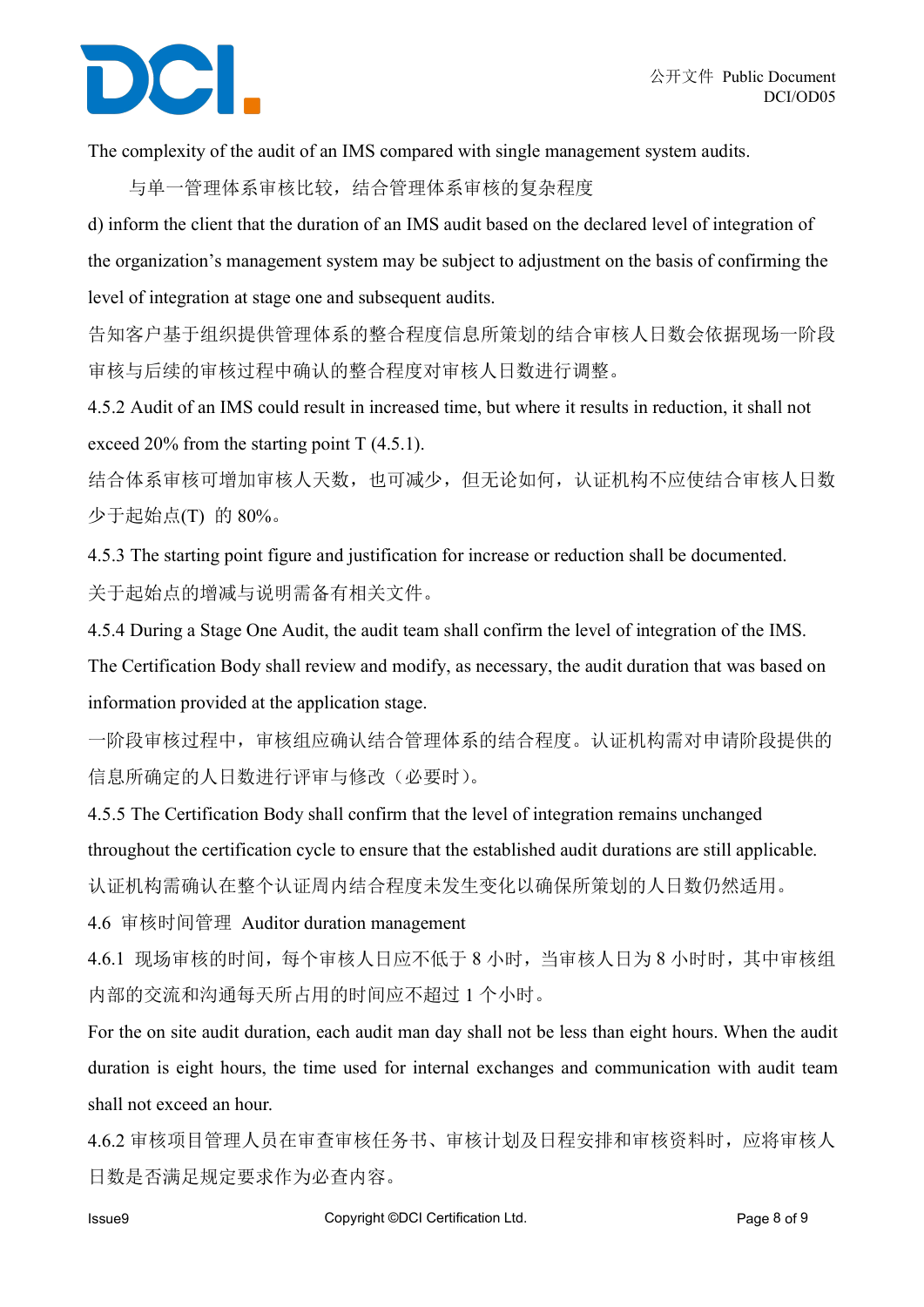The complexity of the audit of an IMS compared with single management system audits.

与单一管理体系审核比较，结合管理体系审核的复杂程度

d) inform the client that the duration of an IMS audit based on the declared level of integration of the organization’s management system may be subject to adjustment on the basis of confirming the level of integration at stage one and subsequent audits.

告知客户基于组织提供管理体系的整合程度信息所策划的结合审核人日数会依据现场一阶段审核与后续的审核过程中确认的整合程度对审核人日数进行调整。

4.5.2 Audit of an IMS could result in increased time, but where it results in reduction, it shall not exceed 20% from the starting point T (4.5.1).

结合体系审核可增加审核人天数，也可减少，但无论如何，认证机构不应使结合审核人日数少于起始点(T) 的 80%。

4.5.3 The starting point figure and justification for increase or reduction shall be documented.

关于起始点的增减与说明需备有相关文件。

4.5.4 During a Stage One Audit, the audit team shall confirm the level of integration of the IMS. The Certification Body shall review and modify, as necessary, the audit duration that was based on information provided at the application stage.

一阶段审核过程中，审核组应确认结合管理体系的结合程度。认证机构需对申请阶段提供的信息所确定的人日数进行评审与修改（必要时）。

4.5.5 The Certification Body shall confirm that the level of integration remains unchanged throughout the certification cycle to ensure that the established audit durations are still applicable.

认证机构需确认在整个认证周内结合程度未发生变化以确保所策划的人日数仍然适用。

## 4.6 审核时间管理 Auditor duration management

4.6.1 现场审核的时间，每个审核人日应不低于 8 小时，当审核人日为 8 小时时，其中审核组内部的交流和沟通每天所占用的时间应不超过 1 个小时。

For the on site audit duration, each audit man day shall not be less than eight hours. When the audit duration is eight hours, the time used for internal exchanges and communication with audit team shall not exceed an hour.

4.6.2 审核项目管理人员在审查审核任务书、审核计划及日程安排和审核资料时，应将审核人日数是否满足规定要求作为必查内容。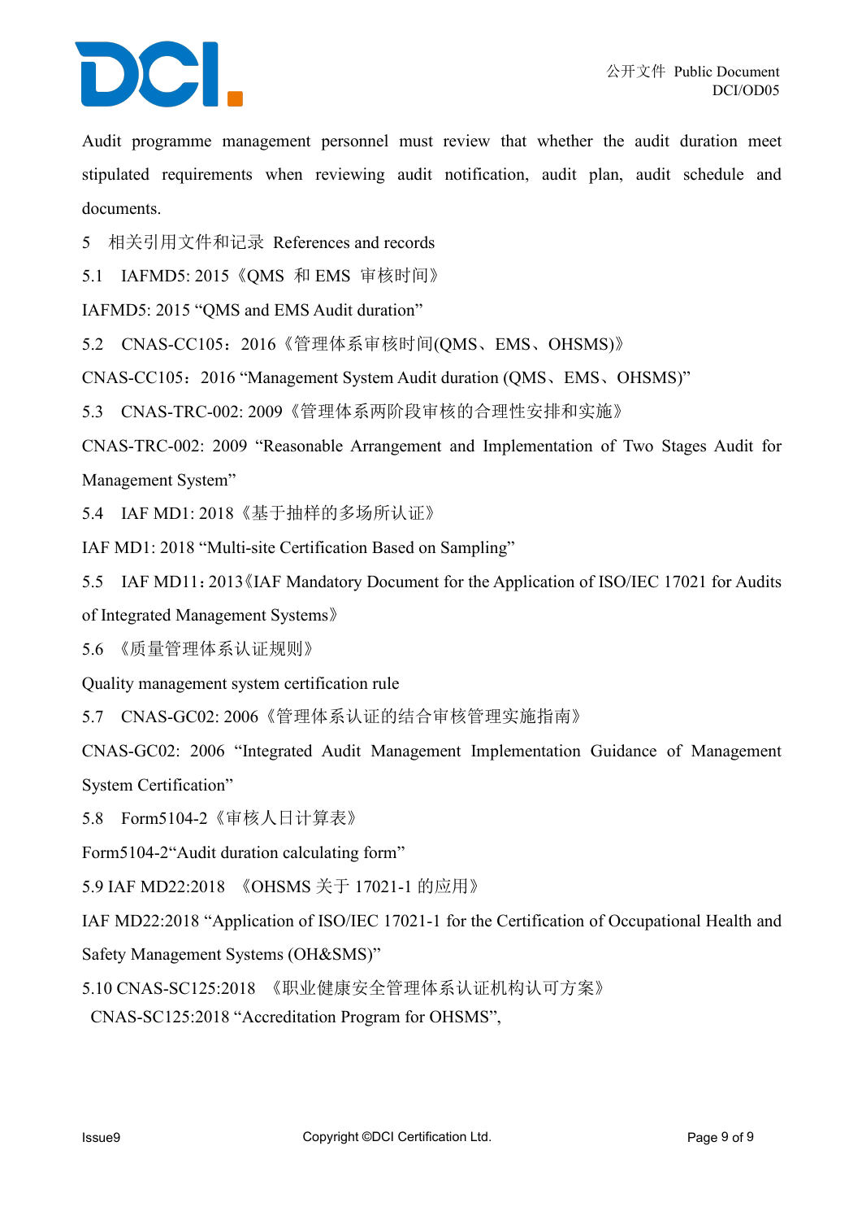Audit programme management personnel must review that whether the audit duration meet stipulated requirements when reviewing audit notification, audit plan, audit schedule and documents.

## 5 相关引用文件和记录 References and records

5.1 IAFMD5: 2015《QMS 和 EMS 审核时间》

IAFMD5: 2015 “QMS and EMS Audit duration”

5.2 CNAS-CC105：2016《管理体系审核时间(QMS、EMS、OHSMS)》

CNAS-CC105：2016 “Management System Audit duration (QMS、EMS、OHSMS)”

5.3 CNAS-TRC-002: 2009《管理体系两阶段审核的合理性安排和实施》

CNAS-TRC-002: 2009 “Reasonable Arrangement and Implementation of Two Stages Audit for Management System”

5.4 IAF MD1: 2018《基于抽样的多场所认证》

IAF MD1: 2018 “Multi-site Certification Based on Sampling”

5.5 IAF MD11：2013《IAF Mandatory Document for the Application of ISO/IEC 17021 for Audits of Integrated Management Systems》

5.6 《质量管理体系认证规则》

Quality management system certification rule

5.7 CNAS-GC02: 2006《管理体系认证的结合审核管理实施指南》

CNAS-GC02: 2006 “Integrated Audit Management Implementation Guidance of Management System Certification”

5.8 Form5104-2《审核人日计算表》

Form5104-2“Audit duration calculating form”

5.9 IAF MD22:2018 《OHSMS 关于 17021-1 的应用》

IAF MD22:2018 “Application of ISO/IEC 17021-1 for the Certification of Occupational Health and Safety Management Systems (OH&SMS)”

5.10 CNAS-SC125:2018 《职业健康安全管理体系认证机构认可方案》

CNAS-SC125:2018 “Accreditation Program for OHSMS”,